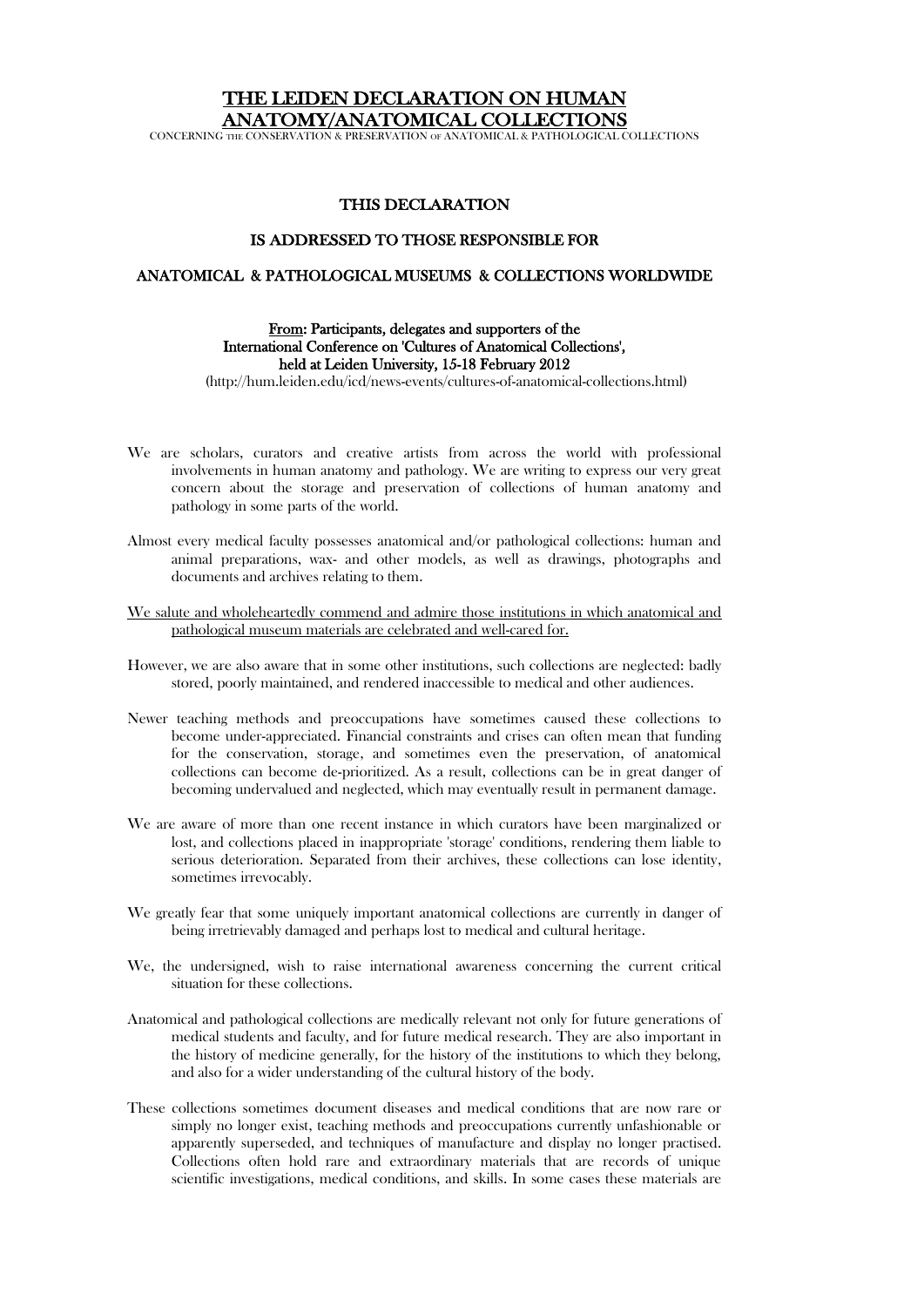# THE LEIDEN DECLARATION ON HUMAN ANATOMY/ANATOMICAL COLLECTIONS

CONCERNING THE CONSERVATION & PRESERVATION OF ANATOMICAL & PATHOLOGICAL COLLECTIONS

### THIS DECLARATION

### IS ADDRESSED TO THOSE RESPONSIBLE FOR

### ANATOMICAL & PATHOLOGICAL MUSEUMS & COLLECTIONS WORLDWIDE

**From: Participants, delegates and supporters of the International Conference on 'Cultures of Anatomical Collections', held at Leiden University, 15-18 February 2012**

(http://hum.leiden.edu/icd/news-events/cultures-of-anatomical-collections.html)

We are scholars, curators and creative artists from across the world with professional involvements in human anatomy and pathology. We are writing to express our very great concern about the storage and preservation of collections of human anatomy and pathology in some parts of the world.

Almost every medical faculty possesses anatomical and/or pathological collections: human and animal preparations, wax- and other models, as well as drawings, photographs and documents and archives relating to them.

<u>We salute and wholeheartedly commend and admire those institutions in which anatomical and pathological museum materials are celebrated and well-cared for.</u>

However, we are also aware that in some other institutions, such collections are neglected: badly stored, poorly maintained, and rendered inaccessible to medical and other audiences.

Newer teaching methods and preoccupations have sometimes caused these collections to become under-appreciated. Financial constraints and crises can often mean that funding for the conservation, storage, and sometimes even the preservation, of anatomical collections can become de-prioritized. As a result, collections can be in great danger of becoming undervalued and neglected, which may eventually result in permanent damage.

We are aware of more than one recent instance in which curators have been marginalized or lost, and collections placed in inappropriate 'storage' conditions, rendering them liable to serious deterioration. Separated from their archives, these collections can lose identity, sometimes irrevocably.

We greatly fear that some uniquely important anatomical collections are currently in danger of being irretrievably damaged and perhaps lost to medical and cultural heritage.

We, the undersigned, wish to raise international awareness concerning the current critical situation for these collections.

Anatomical and pathological collections are medically relevant not only for future generations of medical students and faculty, and for future medical research. They are also important in the history of medicine generally, for the history of the institutions to which they belong, and also for a wider understanding of the cultural history of the body.

These collections sometimes document diseases and medical conditions that are now rare or simply no longer exist, teaching methods and preoccupations currently unfashionable or apparently superseded, and techniques of manufacture and display no longer practised. Collections often hold rare and extraordinary materials that are records of unique scientific investigations, medical conditions, and skills. In some cases these materials are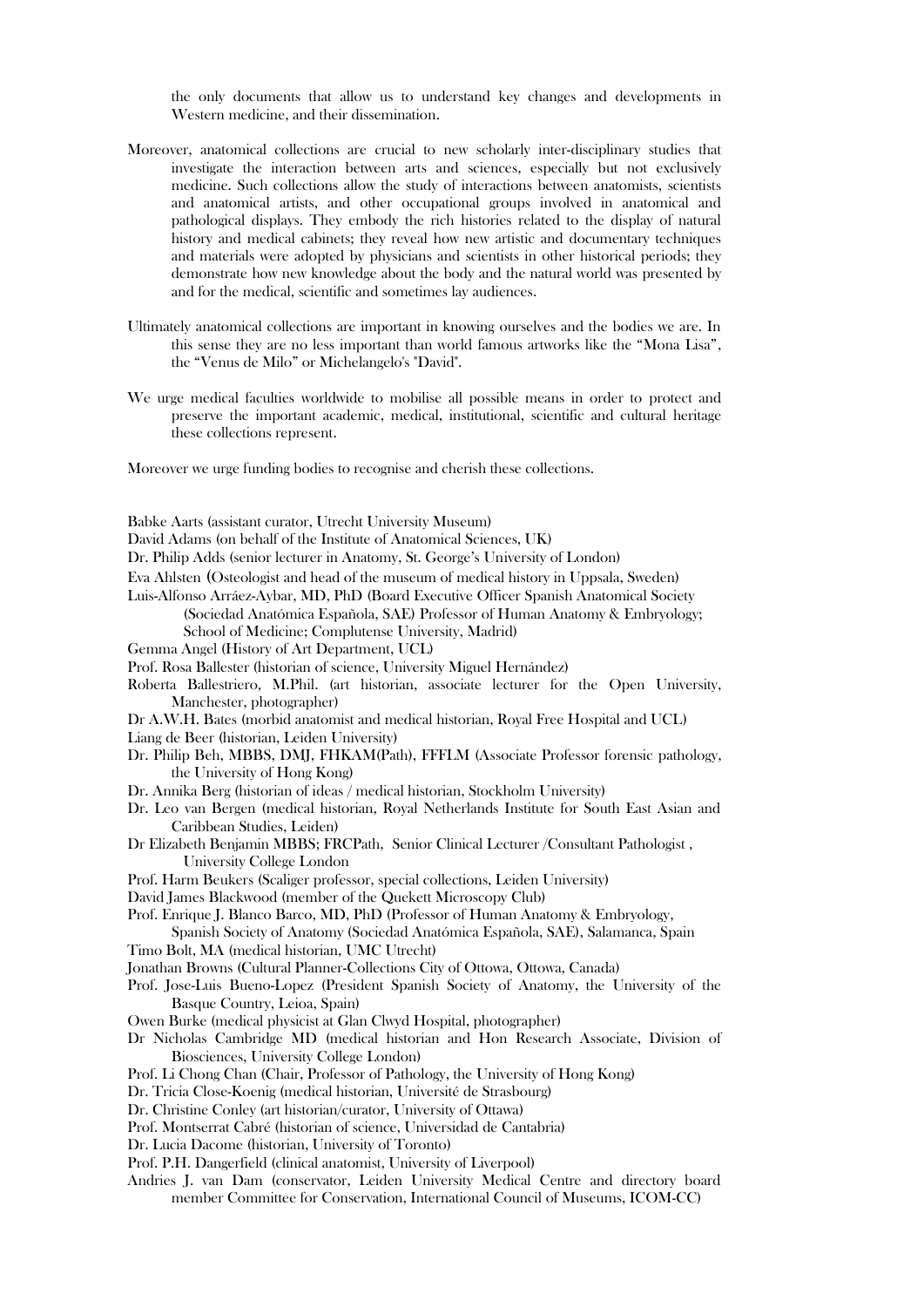the only documents that allow us to understand key changes and developments in Western medicine, and their dissemination.

Moreover, anatomical collections are crucial to new scholarly inter-disciplinary studies that investigate the interaction between arts and sciences, especially but not exclusively medicine. Such collections allow the study of interactions between anatomists, scientists and anatomical artists, and other occupational groups involved in anatomical and pathological displays. They embody the rich histories related to the display of natural history and medical cabinets; they reveal how new artistic and documentary techniques and materials were adopted by physicians and scientists in other historical periods; they demonstrate how new knowledge about the body and the natural world was presented by and for the medical, scientific and sometimes lay audiences.

Ultimately anatomical collections are important in knowing ourselves and the bodies we are. In this sense they are no less important than world famous artworks like the "Mona Lisa", the "Venus de Milo" or Michelangelo's "David".

We urge medical faculties worldwide to mobilise all possible means in order to protect and preserve the important academic, medical, institutional, scientific and cultural heritage these collections represent.

Moreover we urge funding bodies to recognise and cherish these collections.

Babke Aarts (assistant curator, Utrecht University Museum)

David Adams (on behalf of the Institute of Anatomical Sciences, UK)

Dr. Philip Adds (senior lecturer in Anatomy, St. George's University of London)

Eva Ahlsten (Osteologist and head of the museum of medical history in Uppsala, Sweden)

Luis-Alfonso Arráez-Aybar, MD, PhD (Board Executive Officer Spanish Anatomical Society (Sociedad Anatómica Española, SAE) Professor of Human Anatomy & Embryology; School of Medicine; Complutense University, Madrid)

Gemma Angel (History of Art Department, UCL)

Prof. Rosa Ballester (historian of science, University Miguel Hernández)

Roberta Ballestriero, M.Phil. (art historian, associate lecturer for the Open University, Manchester, photographer)

Dr A.W.H. Bates (morbid anatomist and medical historian, Royal Free Hospital and UCL)

Liang de Beer (historian, Leiden University)

Dr. Philip Beh, MBBS, DMJ, FHKAM(Path), FFFLM (Associate Professor forensic pathology, the University of Hong Kong)

Dr. Annika Berg (historian of ideas / medical historian, Stockholm University)

Dr. Leo van Bergen (medical historian, Royal Netherlands Institute for South East Asian and Caribbean Studies, Leiden)

Dr Elizabeth Benjamin MBBS; FRCPath, Senior Clinical Lecturer /Consultant Pathologist , University College London

Prof. Harm Beukers (Scaliger professor, special collections, Leiden University)

David James Blackwood (member of the Quekett Microscopy Club)

Prof. Enrique J. Blanco Barco, MD, PhD (Professor of Human Anatomy & Embryology, Spanish Society of Anatomy (Sociedad Anatómica Española, SAE), Salamanca, Spain

Timo Bolt, MA (medical historian, UMC Utrecht)

Jonathan Browns (Cultural Planner-Collections City of Ottowa, Ottowa, Canada)

Prof. Jose-Luis Bueno-Lopez (President Spanish Society of Anatomy, the University of the Basque Country, Leioa, Spain)

Owen Burke (medical physicist at Glan Clwyd Hospital, photographer)

Dr Nicholas Cambridge MD (medical historian and Hon Research Associate, Division of Biosciences, University College London)

Prof. Li Chong Chan (Chair, Professor of Pathology, the University of Hong Kong)

Dr. Tricia Close-Koenig (medical historian, Université de Strasbourg)

Dr. Christine Conley (art historian/curator, University of Ottawa)

Prof. Montserrat Cabré (historian of science, Universidad de Cantabria)

Dr. Lucia Dacome (historian, University of Toronto)

Prof. P.H. Dangerfield (clinical anatomist, University of Liverpool)

Andries J. van Dam (conservator, Leiden University Medical Centre and directory board member Committee for Conservation, International Council of Museums, ICOM-CC)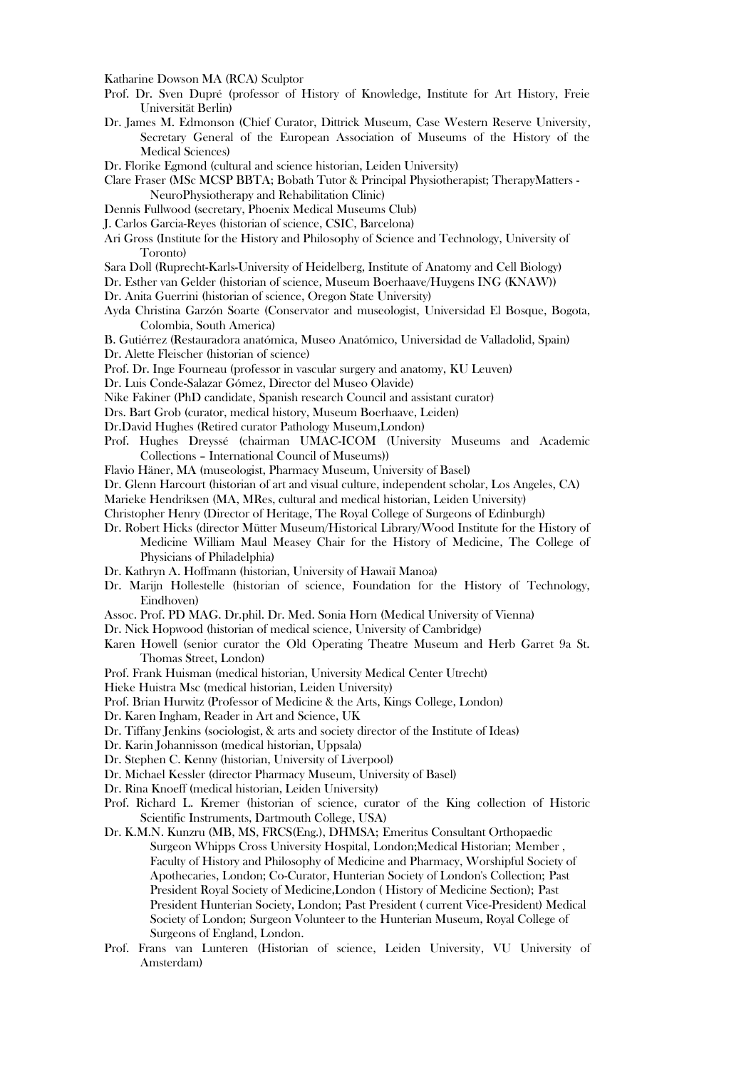Katharine Dowson MA (RCA) Sculptor

Prof. Dr. Sven Dupré (professor of History of Knowledge, Institute for Art History, Freie Universität Berlin)

Dr. James M. Edmonson (Chief Curator, Dittrick Museum, Case Western Reserve University, Secretary General of the European Association of Museums of the History of the Medical Sciences)

Dr. Florike Egmond (cultural and science historian, Leiden University)

Clare Fraser (MSc MCSP BBTA; Bobath Tutor & Principal Physiotherapist; TherapyMatters - NeuroPhysiotherapy and Rehabilitation Clinic)

Dennis Fullwood (secretary, Phoenix Medical Museums Club)

J. Carlos Garcia-Reyes (historian of science, CSIC, Barcelona)

Ari Gross (Institute for the History and Philosophy of Science and Technology, University of Toronto)

Sara Doll (Ruprecht-Karls-University of Heidelberg, Institute of Anatomy and Cell Biology)

Dr. Esther van Gelder (historian of science, Museum Boerhaave/Huygens ING (KNAW))

Dr. Anita Guerrini (historian of science, Oregon State University)

Ayda Christina Garzón Soarte (Conservator and museologist, Universidad El Bosque, Bogota, Colombia, South America)

B. Gutiérrez (Restauradora anatómica, Museo Anatómico, Universidad de Valladolid, Spain)

Dr. Alette Fleischer (historian of science)

Prof. Dr. Inge Fourneau (professor in vascular surgery and anatomy, KU Leuven)

Dr. Luis Conde-Salazar Gómez, Director del Museo Olavide)

Nike Fakiner (PhD candidate, Spanish research Council and assistant curator)

Drs. Bart Grob (curator, medical history, Museum Boerhaave, Leiden)

Dr.David Hughes (Retired curator Pathology Museum,London)

Prof. Hughes Dreyssé (chairman UMAC-ICOM (University Museums and Academic Collections – International Council of Museums))

Flavio Häner, MA (museologist, Pharmacy Museum, University of Basel)

Dr. Glenn Harcourt (historian of art and visual culture, independent scholar, Los Angeles, CA)

Marieke Hendriksen (MA, MRes, cultural and medical historian, Leiden University)

Christopher Henry (Director of Heritage, The Royal College of Surgeons of Edinburgh)

Dr. Robert Hicks (director Mütter Museum/Historical Library/Wood Institute for the History of Medicine William Maul Measey Chair for the History of Medicine, The College of Physicians of Philadelphia)

Dr. Kathryn A. Hoffmann (historian, University of Hawaiï Manoa)

Dr. Marijn Hollestelle (historian of science, Foundation for the History of Technology, Eindhoven)

Assoc. Prof. PD MAG. Dr.phil. Dr. Med. Sonia Horn (Medical University of Vienna)

Dr. Nick Hopwood (historian of medical science, University of Cambridge)

Karen Howell (senior curator the Old Operating Theatre Museum and Herb Garret 9a St. Thomas Street, London)

Prof. Frank Huisman (medical historian, University Medical Center Utrecht)

Hieke Huistra Msc (medical historian, Leiden University)

Prof. Brian Hurwitz (Professor of Medicine & the Arts, Kings College, London)

Dr. Karen Ingham, Reader in Art and Science, UK

Dr. Tiffany Jenkins (sociologist, & arts and society director of the Institute of Ideas)

Dr. Karin Johannisson (medical historian, Uppsala)

Dr. Stephen C. Kenny (historian, University of Liverpool)

Dr. Michael Kessler (director Pharmacy Museum, University of Basel)

Dr. Rina Knoeff (medical historian, Leiden University)

Prof. Richard L. Kremer (historian of science, curator of the King collection of Historic Scientific Instruments, Dartmouth College, USA)

Dr. K.M.N. Kunzru (MB, MS, FRCS(Eng.), DHMSA; Emeritus Consultant Orthopaedic Surgeon Whipps Cross University Hospital, London;Medical Historian; Member , Faculty of History and Philosophy of Medicine and Pharmacy, Worshipful Society of Apothecaries, London; Co-Curator, Hunterian Society of London's Collection; Past President Royal Society of Medicine,London ( History of Medicine Section); Past President Hunterian Society, London; Past President ( current Vice-President) Medical Society of London; Surgeon Volunteer to the Hunterian Museum, Royal College of Surgeons of England, London.

Prof. Frans van Lunteren (Historian of science, Leiden University, VU University of Amsterdam)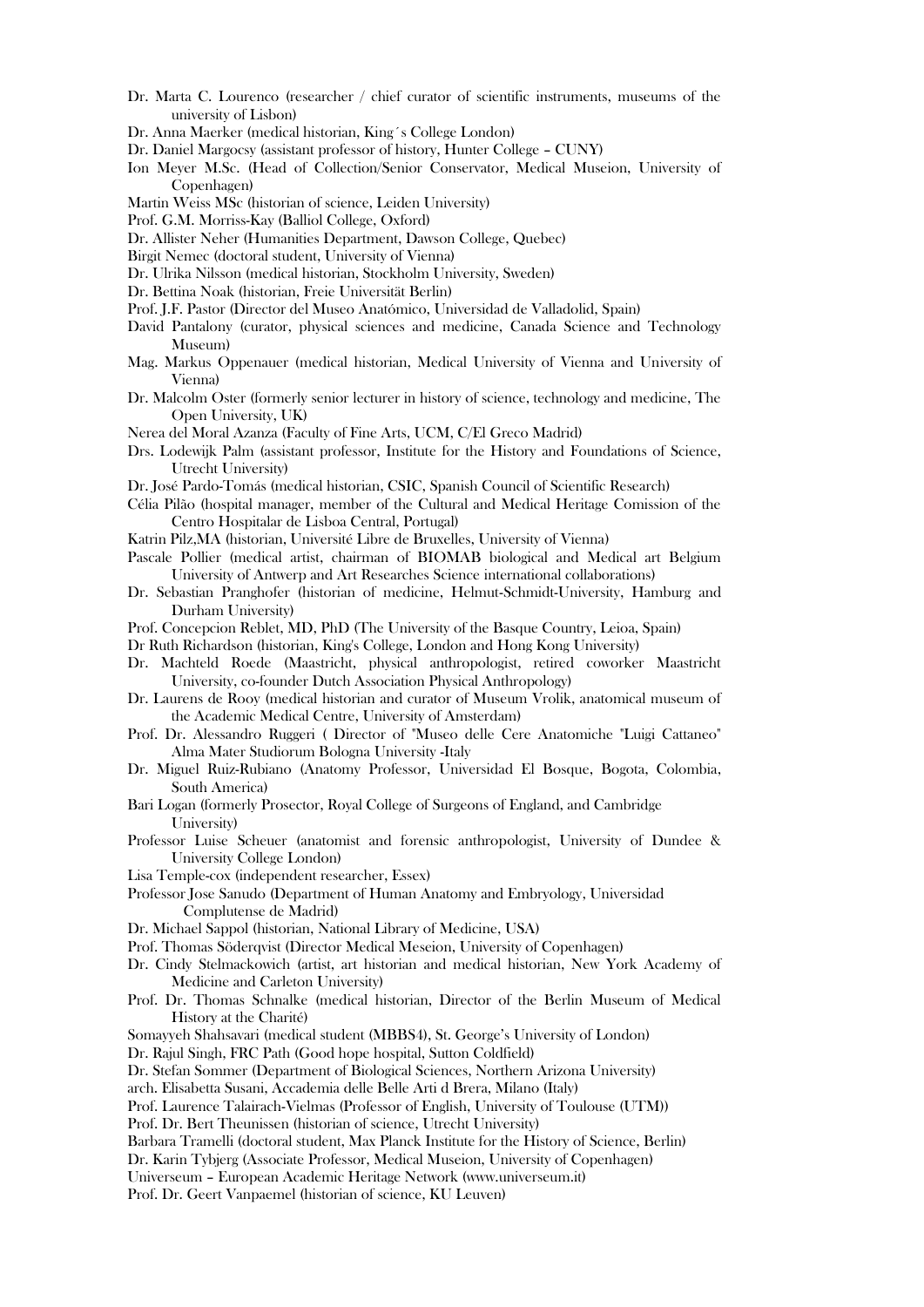Dr. Marta C. Lourenco (researcher / chief curator of scientific instruments, museums of the university of Lisbon)

Dr. Anna Maerker (medical historian, King´s College London)

Dr. Daniel Margocsy (assistant professor of history, Hunter College – CUNY)

Ion Meyer M.Sc. (Head of Collection/Senior Conservator, Medical Museion, University of Copenhagen)

Martin Weiss MSc (historian of science, Leiden University)

Prof. G.M. Morriss-Kay (Balliol College, Oxford)

Dr. Allister Neher (Humanities Department, Dawson College, Quebec)

Birgit Nemec (doctoral student, University of Vienna)

Dr. Ulrika Nilsson (medical historian, Stockholm University, Sweden)

Dr. Bettina Noak (historian, Freie Universität Berlin)

Prof. J.F. Pastor (Director del Museo Anatómico, Universidad de Valladolid, Spain)

David Pantalony (curator, physical sciences and medicine, Canada Science and Technology Museum)

Mag. Markus Oppenauer (medical historian, Medical University of Vienna and University of Vienna)

Dr. Malcolm Oster (formerly senior lecturer in history of science, technology and medicine, The Open University, UK)

Nerea del Moral Azanza (Faculty of Fine Arts, UCM, C/El Greco Madrid)

Drs. Lodewijk Palm (assistant professor, Institute for the History and Foundations of Science, Utrecht University)

Dr. José Pardo-Tomás (medical historian, CSIC, Spanish Council of Scientific Research)

Célia Pilão (hospital manager, member of the Cultural and Medical Heritage Comission of the Centro Hospitalar de Lisboa Central, Portugal)

Katrin Pilz,MA (historian, Université Libre de Bruxelles, University of Vienna)

Pascale Pollier (medical artist, chairman of BIOMAB biological and Medical art Belgium University of Antwerp and Art Researches Science international collaborations)

Dr. Sebastian Pranghofer (historian of medicine, Helmut-Schmidt-University, Hamburg and Durham University)

Prof. Concepcion Reblet, MD, PhD (The University of the Basque Country, Leioa, Spain)

Dr Ruth Richardson (historian, King's College, London and Hong Kong University)

Dr. Machteld Roede (Maastricht, physical anthropologist, retired coworker Maastricht University, co-founder Dutch Association Physical Anthropology)

Dr. Laurens de Rooy (medical historian and curator of Museum Vrolik, anatomical museum of the Academic Medical Centre, University of Amsterdam)

Prof. Dr. Alessandro Ruggeri ( Director of "Museo delle Cere Anatomiche "Luigi Cattaneo" Alma Mater Studiorum Bologna University -Italy

Dr. Miguel Ruiz-Rubiano (Anatomy Professor, Universidad El Bosque, Bogota, Colombia, South America)

Bari Logan (formerly Prosector, Royal College of Surgeons of England, and Cambridge University)

Professor Luise Scheuer (anatomist and forensic anthropologist, University of Dundee & University College London)

Lisa Temple-cox (independent researcher, Essex)

Professor Jose Sanudo (Department of Human Anatomy and Embryology, Universidad Complutense de Madrid)

Dr. Michael Sappol (historian, National Library of Medicine, USA)

Prof. Thomas Söderqvist (Director Medical Meseion, University of Copenhagen)

Dr. Cindy Stelmackowich (artist, art historian and medical historian, New York Academy of Medicine and Carleton University)

Prof. Dr. Thomas Schnalke (medical historian, Director of the Berlin Museum of Medical History at the Charité)

Somayyeh Shahsavari (medical student (MBBS4), St. George's University of London)

Dr. Rajul Singh, FRC Path (Good hope hospital, Sutton Coldfield)

Dr. Stefan Sommer (Department of Biological Sciences, Northern Arizona University)

arch. Elisabetta Susani, Accademia delle Belle Arti d Brera, Milano (Italy)

Prof. Laurence Talairach-Vielmas (Professor of English, University of Toulouse (UTM))

Prof. Dr. Bert Theunissen (historian of science, Utrecht University)

Barbara Tramelli (doctoral student, Max Planck Institute for the History of Science, Berlin)

Dr. Karin Tybjerg (Associate Professor, Medical Museion, University of Copenhagen)

Universeum – European Academic Heritage Network (www.universeum.it)

Prof. Dr. Geert Vanpaemel (historian of science, KU Leuven)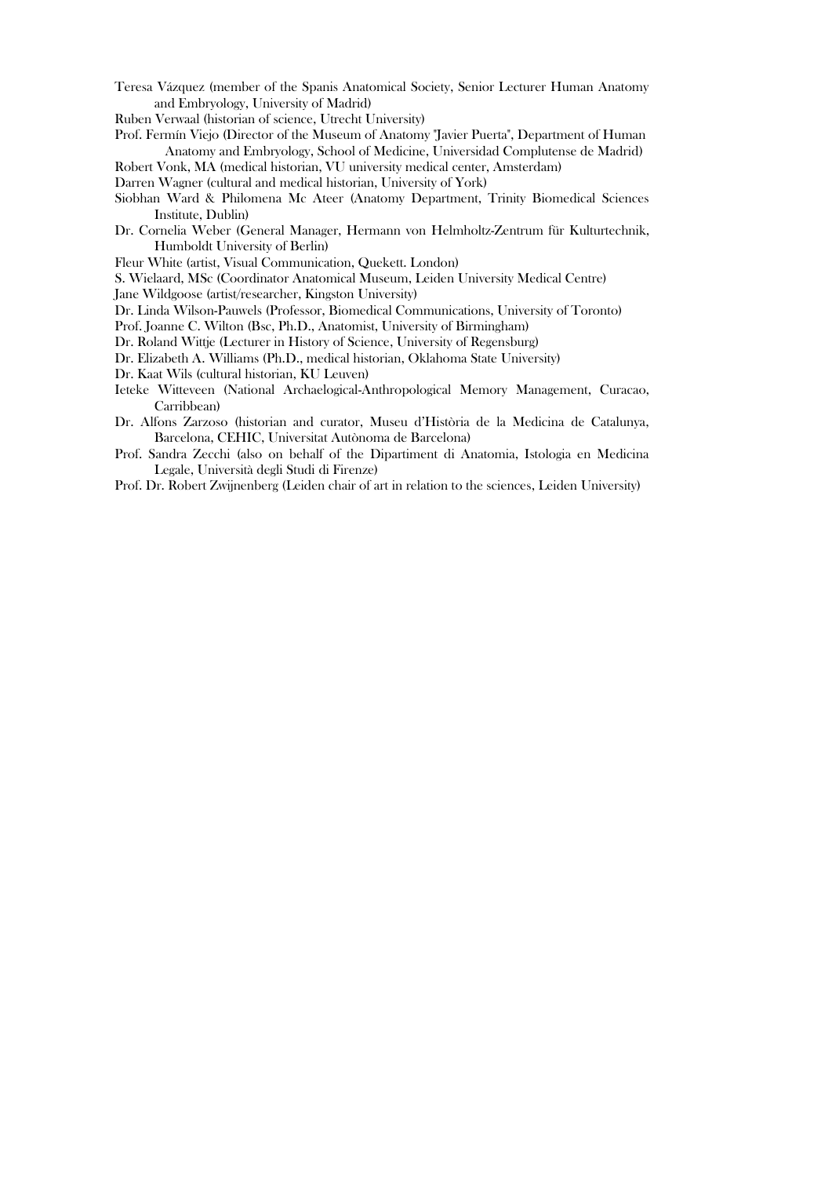Teresa Vázquez (member of the Spanis Anatomical Society, Senior Lecturer Human Anatomy and Embryology, University of Madrid)

Ruben Verwaal (historian of science, Utrecht University)

Prof. Fermín Viejo (Director of the Museum of Anatomy "Javier Puerta", Department of Human Anatomy and Embryology, School of Medicine, Universidad Complutense de Madrid)

Robert Vonk, MA (medical historian, VU university medical center, Amsterdam)

Darren Wagner (cultural and medical historian, University of York)

Siobhan Ward & Philomena Mc Ateer (Anatomy Department, Trinity Biomedical Sciences Institute, Dublin)

Dr. Cornelia Weber (General Manager, Hermann von Helmholtz-Zentrum für Kulturtechnik, Humboldt University of Berlin)

Fleur White (artist, Visual Communication, Quekett. London)

S. Wielaard, MSc (Coordinator Anatomical Museum, Leiden University Medical Centre)

Jane Wildgoose (artist/researcher, Kingston University)

Dr. Linda Wilson-Pauwels (Professor, Biomedical Communications, University of Toronto)

Prof. Joanne C. Wilton (Bsc, Ph.D., Anatomist, University of Birmingham)

Dr. Roland Wittje (Lecturer in History of Science, University of Regensburg)

Dr. Elizabeth A. Williams (Ph.D., medical historian, Oklahoma State University)

Dr. Kaat Wils (cultural historian, KU Leuven)

Ieteke Witteveen (National Archaelogical-Anthropological Memory Management, Curacao, Carribbean)

Dr. Alfons Zarzoso (historian and curator, Museu d'Història de la Medicina de Catalunya, Barcelona, CEHIC, Universitat Autònoma de Barcelona)

Prof. Sandra Zecchi (also on behalf of the Dipartiment di Anatomia, Istologia en Medicina Legale, Università degli Studi di Firenze)

Prof. Dr. Robert Zwijnenberg (Leiden chair of art in relation to the sciences, Leiden University)